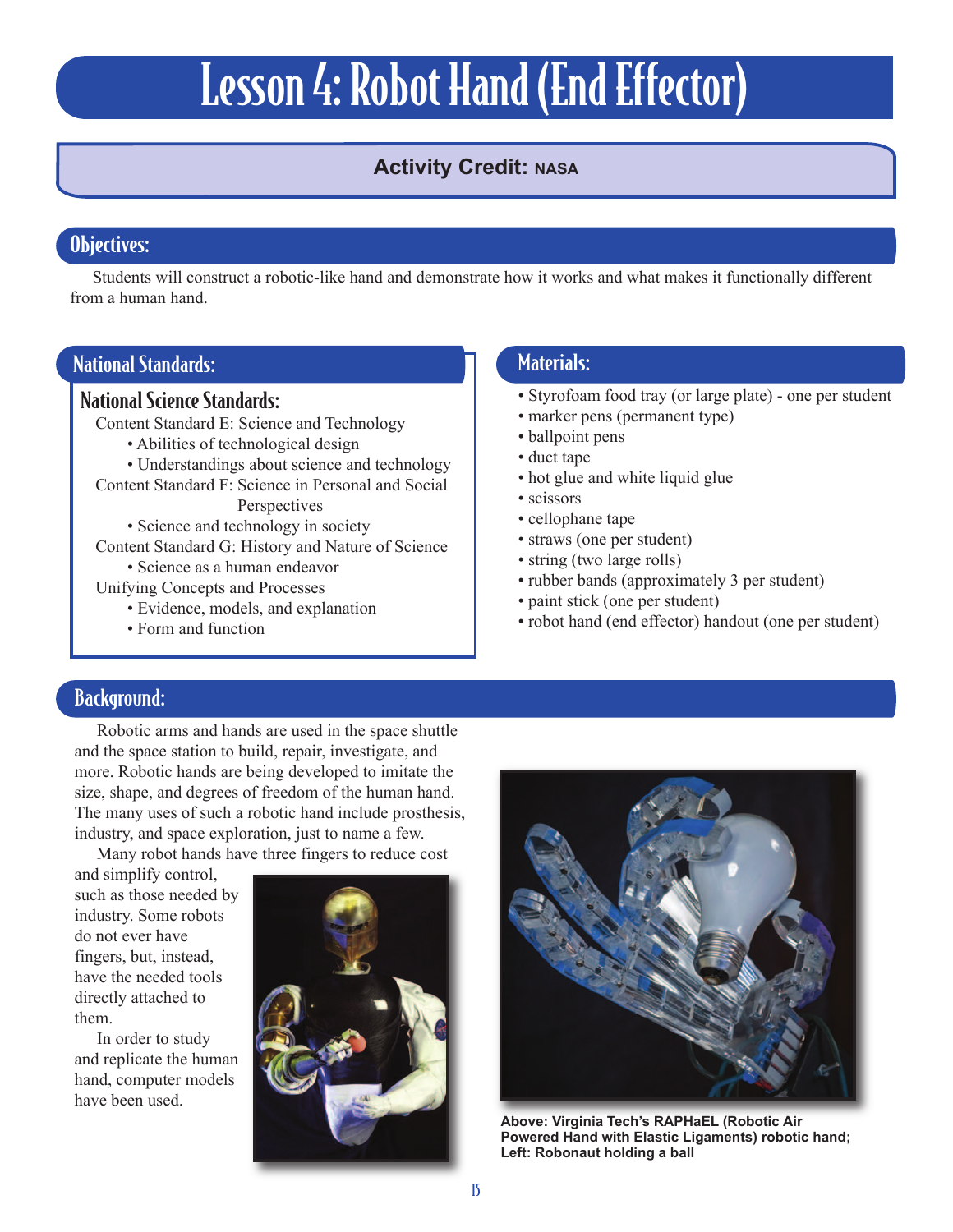# Lesson 4: Robot Hand (End Effector)

**Activity Credit: NASA**

## Objectives:

Students will construct a robotic-like hand and demonstrate how it works and what makes it functionally different from a human hand.

## National Standards:

### National Science Standards:

Content Standard E: Science and Technology
- Abilities of technological design
- Understandings about science and technology

Content Standard F: Science in Personal and Social Perspectives
- Science and technology in society

Content Standard G: History and Nature of Science
- Science as a human endeavor

Unifying Concepts and Processes
- Evidence, models, and explanation
- Form and function

## Materials:

- Styrofoam food tray (or large plate) - one per student
- marker pens (permanent type)
- ballpoint pens
- duct tape
- hot glue and white liquid glue
- scissors
- cellophane tape
- straws (one per student)
- string (two large rolls)
- rubber bands (approximately 3 per student)
- paint stick (one per student)
- robot hand (end effector) handout (one per student)

## Background:

Robotic arms and hands are used in the space shuttle and the space station to build, repair, investigate, and more. Robotic hands are being developed to imitate the size, shape, and degrees of freedom of the human hand. The many uses of such a robotic hand include prosthesis, industry, and space exploration, just to name a few.

Many robot hands have three fingers to reduce cost and simplify control, such as those needed by industry. Some robots do not ever have fingers, but, instead, have the needed tools directly attached to them.

In order to study and replicate the human hand, computer models have been used.

**Above: Virginia Tech's RAPHaEL (Robotic Air Powered Hand with Elastic Ligaments) robotic hand; Left: Robonaut holding a ball**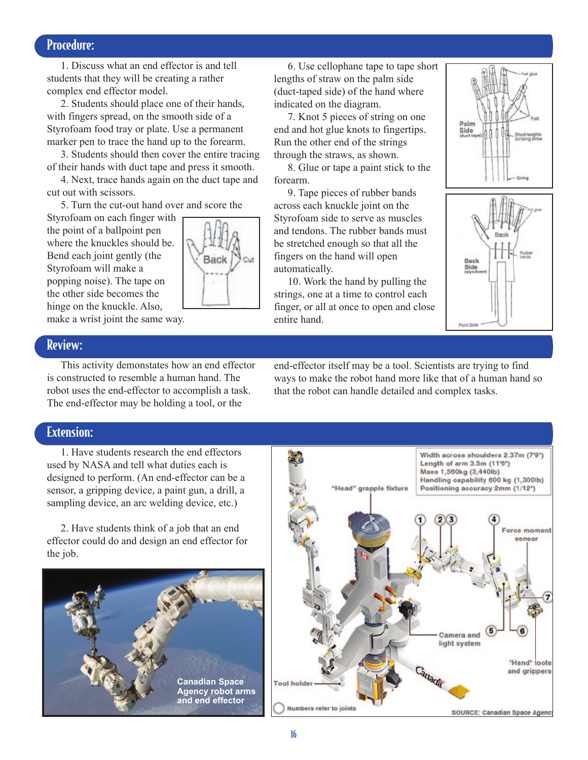## Procedure:

1. Discuss what an end effector is and tell students that they will be creating a rather complex end effector model.

2. Students should place one of their hands, with fingers spread, on the smooth side of a Styrofoam food tray or plate. Use a permanent marker pen to trace the hand up to the forearm.

3. Students should then cover the entire tracing of their hands with duct tape and press it smooth.

4. Next, trace hands again on the duct tape and cut out with scissors.

5. Turn the cut-out hand over and score the Styrofoam on each finger with the point of a ballpoint pen where the knuckles should be. Bend each joint gently (the Styrofoam will make a popping noise). The tape on the other side becomes the hinge on the knuckle. Also, make a wrist joint the same way.

6. Use cellophane tape to tape short lengths of straw on the palm side (duct-taped side) of the hand where indicated on the diagram.

7. Knot 5 pieces of string on one end and hot glue knots to fingertips. Run the other end of the strings through the straws, as shown.

8. Glue or tape a paint stick to the forearm.

9. Tape pieces of rubber bands across each knuckle joint on the Styrofoam side to serve as muscles and tendons. The rubber bands must be stretched enough so that all the fingers on the hand will open automatically.

10. Work the hand by pulling the strings, one at a time to control each finger, or all at once to open and close entire hand.

## Review:

This activity demonstates how an end effector is constructed to resemble a human hand. The robot uses the end-effector to accomplish a task. The end-effector may be holding a tool, or the end-effector itself may be a tool. Scientists are trying to find ways to make the robot hand more like that of a human hand so that the robot can handle detailed and complex tasks.

## Extension:

1. Have students research the end effectors used by NASA and tell what duties each is designed to perform. (An end-effector can be a sensor, a gripping device, a paint gun, a drill, a sampling device, an arc welding device, etc.)

2. Have students think of a job that an end effector could do and design an end effector for the job.

Canadian Space Agency robot arms and end effector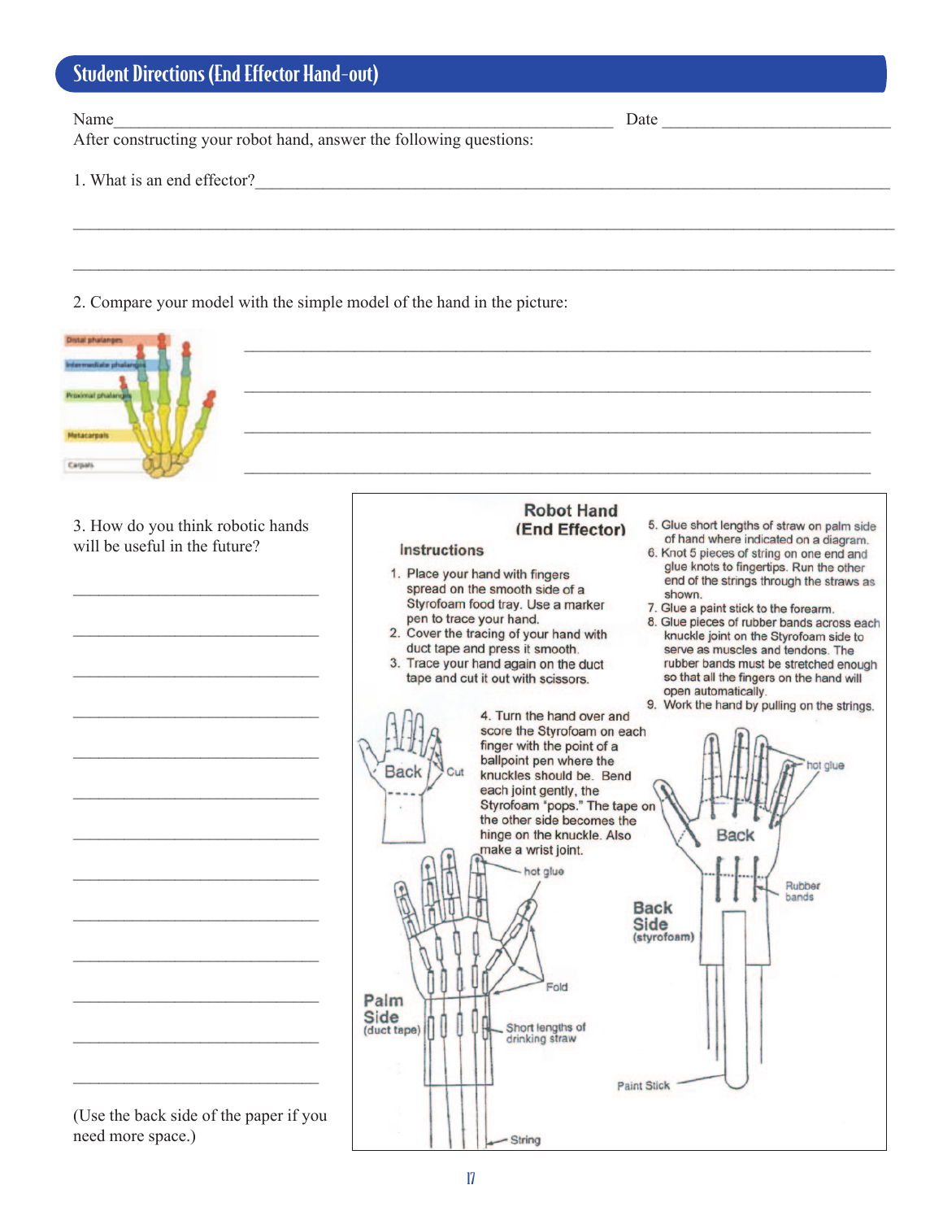## Student Directions (End Effector Hand-out)

Name_____________________________________________ Date ____________________

After constructing your robot hand, answer the following questions:

1. What is an end effector?________________________________________________________

____________________________________________________________________________

____________________________________________________________________________

2. Compare your model with the simple model of the hand in the picture:

Distal phalanges

Intermediate phalanges

Proximal phalanges

Metacarpals

Carpals

____________________________________________________________________________

____________________________________________________________________________

____________________________________________________________________________

____________________________________________________________________________

3. How do you think robotic hands will be useful in the future?

______________________________

______________________________

______________________________

______________________________

______________________________

______________________________

______________________________

______________________________

______________________________

______________________________

______________________________

______________________________

______________________________

(Use the back side of the paper if you need more space.)

### Robot Hand (End Effector)

**Instructions**

1. Place your hand with fingers spread on the smooth side of a Styrofoam food tray. Use a marker pen to trace your hand.
2. Cover the tracing of your hand with duct tape and press it smooth.
3. Trace your hand again on the duct tape and cut it out with scissors.
4. Turn the hand over and score the Styrofoam on each finger with the point of a ballpoint pen where the knuckles should be. Bend each joint gently, the Styrofoam "pops." The tape on the other side becomes the hinge on the knuckle. Also make a wrist joint.
5. Glue short lengths of straw on palm side of hand where indicated on a diagram.
6. Knot 5 pieces of string on one end and glue knots to fingertips. Run the other end of the strings through the straws as shown.
7. Glue a paint stick to the forearm.
8. Glue pieces of rubber bands across each knuckle joint on the Styrofoam side to serve as muscles and tendons. The rubber bands must be stretched enough so that all the fingers on the hand will open automatically.
9. Work the hand by pulling on the strings.

Back

Cut

hot glue

Fold

Palm Side (duct tape)

Short lengths of drinking straw

String

hot glue

Back

Rubber bands

Back Side (styrofoam)

Paint Stick